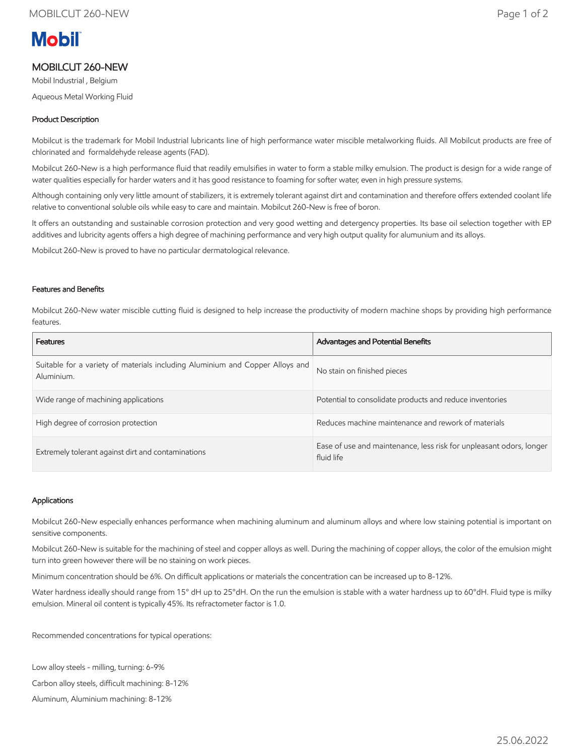# MOBILCUT 260-NEW

Mobil Industrial , Belgium

Aqueous Metal Working Fluid

### Product Description

Mobilcut is the trademark for Mobil Industrial lubricants line of high performance water miscible metalworking fluids. All Mobilcut products are free of chlorinated and formaldehyde release agents (FAD).

Mobilcut 260-New is a high performance fluid that readily emulsifies in water to form a stable milky emulsion. The product is design for a wide range of water qualities especially for harder waters and it has good resistance to foaming for softer water, even in high pressure systems.

Although containing only very little amount of stabilizers, it is extremely tolerant against dirt and contamination and therefore offers extended coolant life relative to conventional soluble oils while easy to care and maintain. Mobilcut 260-New is free of boron.

It offers an outstanding and sustainable corrosion protection and very good wetting and detergency properties. Its base oil selection together with EP additives and lubricity agents offers a high degree of machining performance and very high output quality for alumunium and its alloys.

Mobilcut 260-New is proved to have no particular dermatological relevance.

### Features and Benefits

Mobilcut 260-New water miscible cutting fluid is designed to help increase the productivity of modern machine shops by providing high performance features.

| Features | Advantages and Potential Benefits |
|---|---|
| Suitable for a variety of materials including Aluminium and Copper Alloys and Aluminium. | No stain on finished pieces |
| Wide range of machining applications | Potential to consolidate products and reduce inventories |
| High degree of corrosion protection | Reduces machine maintenance and rework of materials |
| Extremely tolerant against dirt and contaminations | Ease of use and maintenance, less risk for unpleasant odors, longer fluid life |

### Applications

Mobilcut 260-New especially enhances performance when machining aluminum and aluminum alloys and where low staining potential is important on sensitive components.

Mobilcut 260-New is suitable for the machining of steel and copper alloys as well. During the machining of copper alloys, the color of the emulsion might turn into green however there will be no staining on work pieces.

Minimum concentration should be 6%. On difficult applications or materials the concentration can be increased up to 8-12%.

Water hardness ideally should range from 15° dH up to 25°dH. On the run the emulsion is stable with a water hardness up to 60°dH. Fluid type is milky emulsion. Mineral oil content is typically 45%. Its refractometer factor is 1.0.

Recommended concentrations for typical operations:

Low alloy steels - milling, turning: 6-9%

Carbon alloy steels, difficult machining: 8-12%

Aluminum, Aluminium machining: 8-12%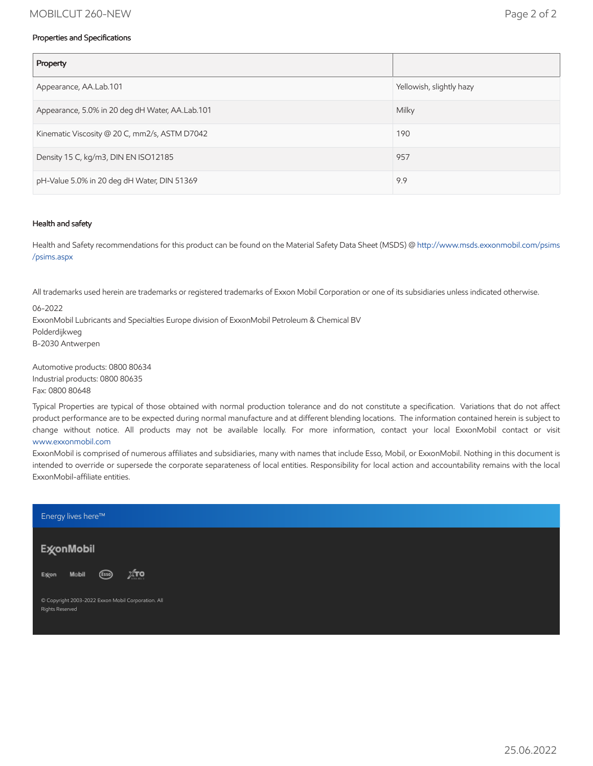### Properties and Specifications

| Property | |
|---|---|
| Appearance, AA.Lab.101 | Yellowish, slightly hazy |
| Appearance, 5.0% in 20 deg dH Water, AA.Lab.101 | Milky |
| Kinematic Viscosity @ 20 C, mm2/s, ASTM D7042 | 190 |
| Density 15 C, kg/m3, DIN EN ISO12185 | 957 |
| pH-Value 5.0% in 20 deg dH Water, DIN 51369 | 9.9 |

### Health and safety

Health and Safety recommendations for this product can be found on the Material Safety Data Sheet (MSDS) @ http://www.msds.exxonmobil.com/psims/psims.aspx

All trademarks used herein are trademarks or registered trademarks of Exxon Mobil Corporation or one of its subsidiaries unless indicated otherwise.

06-2022
ExxonMobil Lubricants and Specialties Europe division of ExxonMobil Petroleum & Chemical BV
Polderdijkweg
B-2030 Antwerpen

Automotive products: 0800 80634
Industrial products: 0800 80635
Fax: 0800 80648

Typical Properties are typical of those obtained with normal production tolerance and do not constitute a specification. Variations that do not affect product performance are to be expected during normal manufacture and at different blending locations. The information contained herein is subject to change without notice. All products may not be available locally. For more information, contact your local ExxonMobil contact or visit www.exxonmobil.com

ExxonMobil is comprised of numerous affiliates and subsidiaries, many with names that include Esso, Mobil, or ExxonMobil. Nothing in this document is intended to override or supersede the corporate separateness of local entities. Responsibility for local action and accountability remains with the local ExxonMobil-affiliate entities.

Energy lives here™

ExxonMobil

Exxon Mobil Esso XTO

© Copyright 2003-2022 Exxon Mobil Corporation. All Rights Reserved

25.06.2022